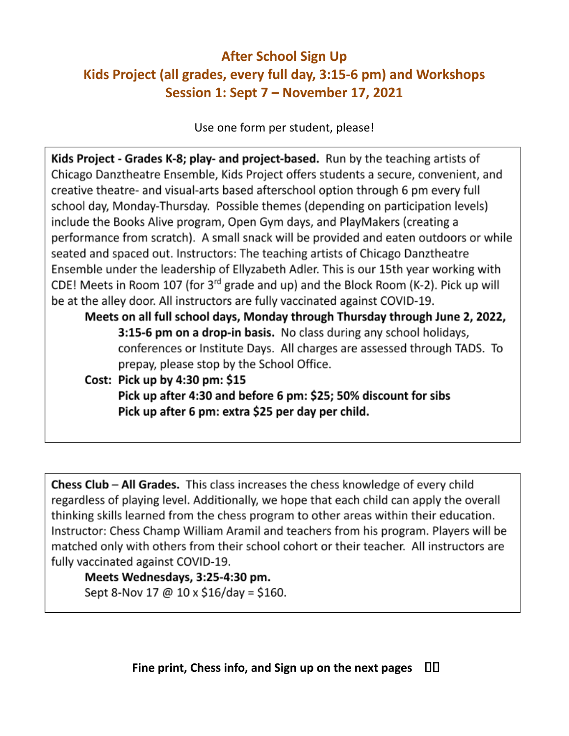## After School Sign Up
## Kids Project (all grades, every full day, 3:15-6 pm) and Workshops
## Session 1: Sept 7 – November 17, 2021

Use one form per student, please!

**Kids Project - Grades K-8; play- and project-based.** Run by the teaching artists of Chicago Danztheatre Ensemble, Kids Project offers students a secure, convenient, and creative theatre- and visual-arts based afterschool option through 6 pm every full school day, Monday-Thursday. Possible themes (depending on participation levels) include the Books Alive program, Open Gym days, and PlayMakers (creating a performance from scratch). A small snack will be provided and eaten outdoors or while seated and spaced out. Instructors: The teaching artists of Chicago Danztheatre Ensemble under the leadership of Ellyzabeth Adler. This is our 15th year working with CDE! Meets in Room 107 (for 3rd grade and up) and the Block Room (K-2). Pick up will be at the alley door. All instructors are fully vaccinated against COVID-19.

**Meets on all full school days, Monday through Thursday through June 2, 2022, 3:15-6 pm on a drop-in basis.** No class during any school holidays, conferences or Institute Days. All charges are assessed through TADS. To prepay, please stop by the School Office.

**Cost: Pick up by 4:30 pm: $15**
**Pick up after 4:30 and before 6 pm: $25; 50% discount for sibs**
**Pick up after 6 pm: extra $25 per day per child.**

**Chess Club – All Grades.** This class increases the chess knowledge of every child regardless of playing level. Additionally, we hope that each child can apply the overall thinking skills learned from the chess program to other areas within their education. Instructor: Chess Champ William Aramil and teachers from his program. Players will be matched only with others from their school cohort or their teacher. All instructors are fully vaccinated against COVID-19.

**Meets Wednesdays, 3:25-4:30 pm.**
Sept 8-Nov 17 @ 10 x $16/day = $160.

**Fine print, Chess info, and Sign up on the next pages**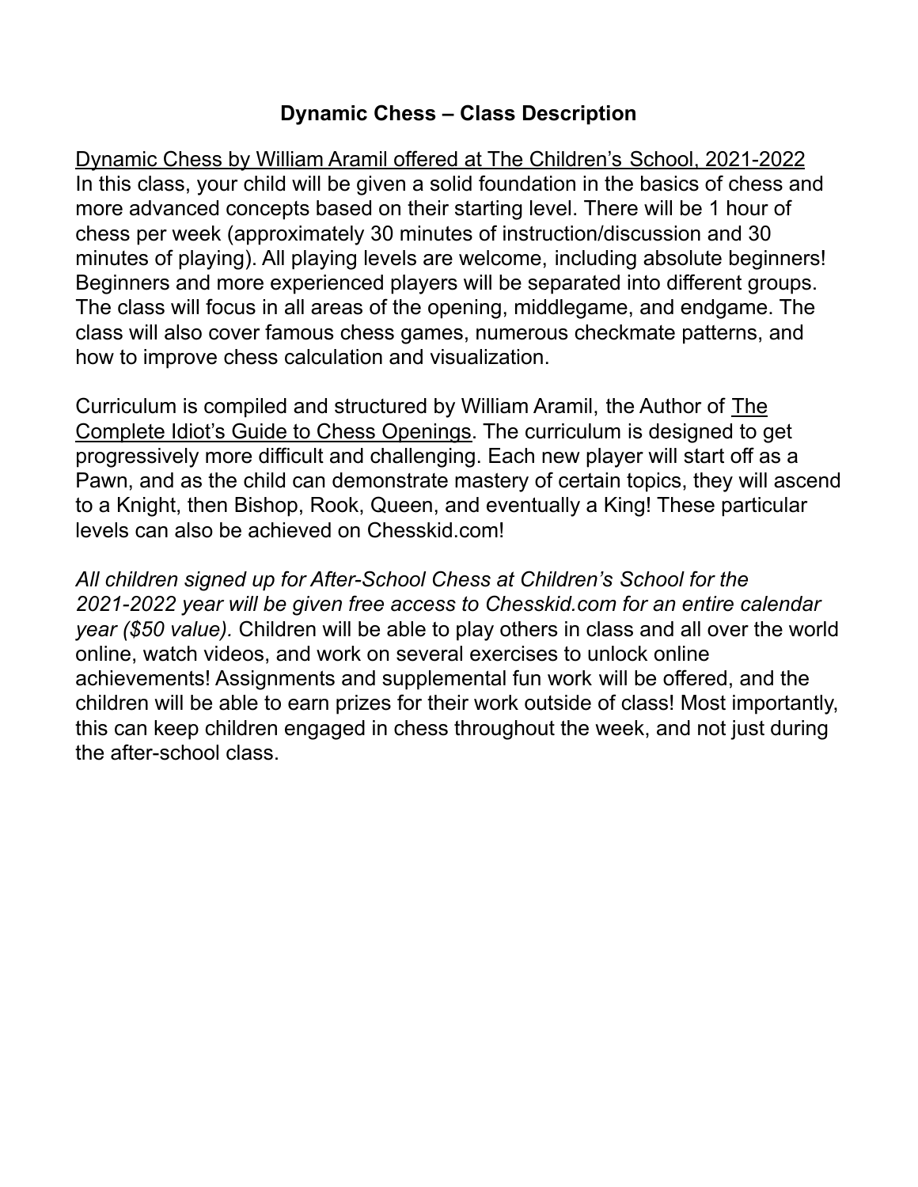**Dynamic Chess – Class Description**

<u>Dynamic Chess by William Aramil offered at The Children's School, 2021-2022</u>
In this class, your child will be given a solid foundation in the basics of chess and more advanced concepts based on their starting level. There will be 1 hour of chess per week (approximately 30 minutes of instruction/discussion and 30 minutes of playing). All playing levels are welcome, including absolute beginners! Beginners and more experienced players will be separated into different groups. The class will focus in all areas of the opening, middlegame, and endgame. The class will also cover famous chess games, numerous checkmate patterns, and how to improve chess calculation and visualization.

Curriculum is compiled and structured by William Aramil, the Author of <u>The Complete Idiot's Guide to Chess Openings</u>. The curriculum is designed to get progressively more difficult and challenging. Each new player will start off as a Pawn, and as the child can demonstrate mastery of certain topics, they will ascend to a Knight, then Bishop, Rook, Queen, and eventually a King! These particular levels can also be achieved on Chesskid.com!

*All children signed up for After-School Chess at Children's School for the 2021-2022 year will be given free access to Chesskid.com for an entire calendar year ($50 value).* Children will be able to play others in class and all over the world online, watch videos, and work on several exercises to unlock online achievements! Assignments and supplemental fun work will be offered, and the children will be able to earn prizes for their work outside of class! Most importantly, this can keep children engaged in chess throughout the week, and not just during the after-school class.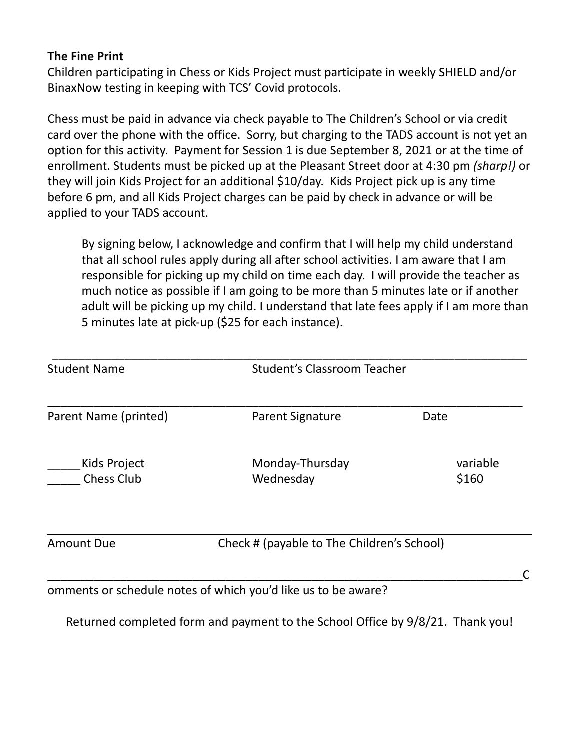**The Fine Print**

Children participating in Chess or Kids Project must participate in weekly SHIELD and/or BinaxNow testing in keeping with TCS' Covid protocols.

Chess must be paid in advance via check payable to The Children's School or via credit card over the phone with the office. Sorry, but charging to the TADS account is not yet an option for this activity. Payment for Session 1 is due September 8, 2021 or at the time of enrollment. Students must be picked up at the Pleasant Street door at 4:30 pm *(sharp!)* or they will join Kids Project for an additional $10/day. Kids Project pick up is any time before 6 pm, and all Kids Project charges can be paid by check in advance or will be applied to your TADS account.

> By signing below, I acknowledge and confirm that I will help my child understand that all school rules apply during all after school activities. I am aware that I am responsible for picking up my child on time each day. I will provide the teacher as much notice as possible if I am going to be more than 5 minutes late or if another adult will be picking up my child. I understand that late fees apply if I am more than 5 minutes late at pick-up ($25 for each instance).

_______________________________________________________________________________

Student Name                    Student's Classroom Teacher

_______________________________________________________________________________

Parent Name (printed)                    Parent Signature                    Date

| | | |
|---|---|---|
| _____Kids Project | Monday-Thursday | variable |
| _____ Chess Club | Wednesday | $160 |

_______________________________________________________________________________

Amount Due                    Check # (payable to The Children's School)

_______________________________________________________________________________C
omments or schedule notes of which you'd like us to be aware?

Returned completed form and payment to the School Office by 9/8/21. Thank you!